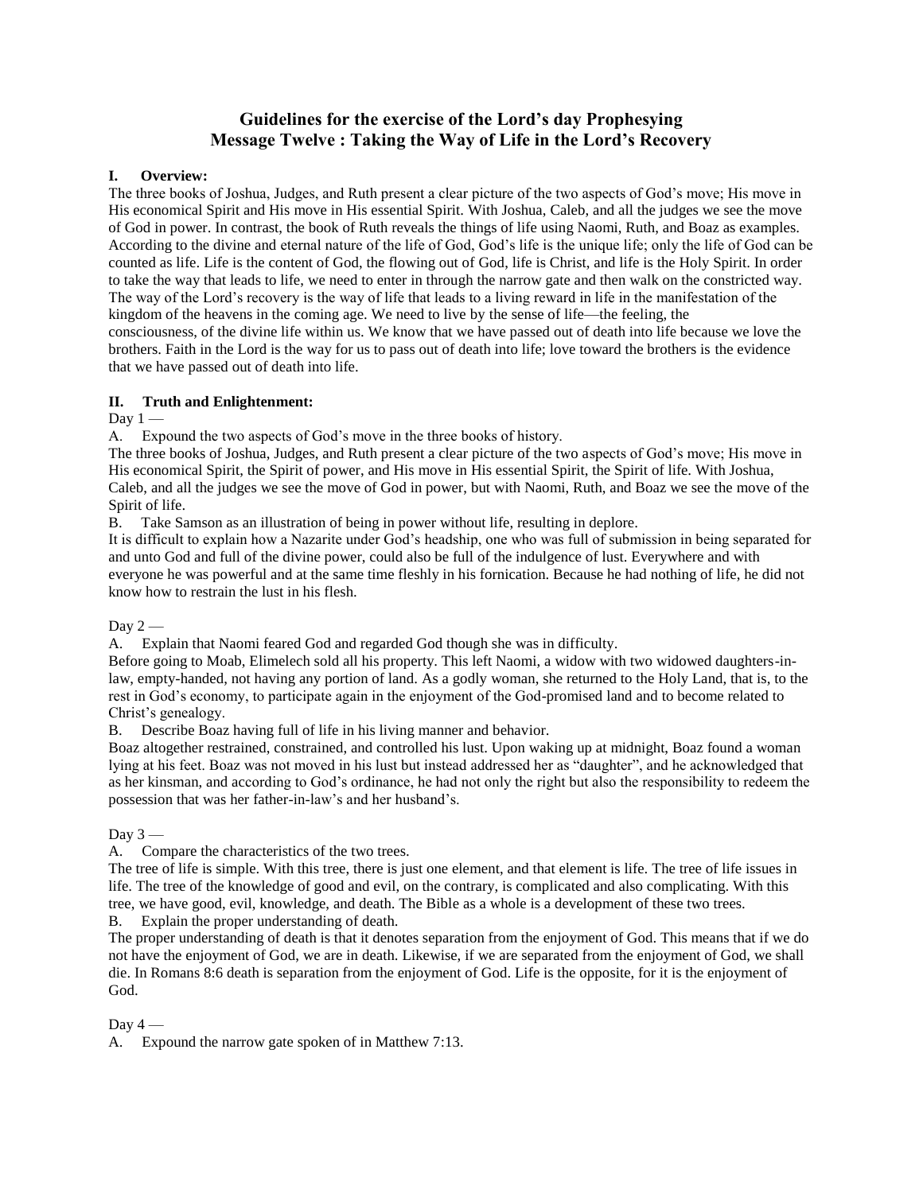# Guidelines for the exercise of the Lord's day Prophesying
# Message Twelve : Taking the Way of Life in the Lord's Recovery

## I. Overview:

The three books of Joshua, Judges, and Ruth present a clear picture of the two aspects of God's move; His move in His economical Spirit and His move in His essential Spirit. With Joshua, Caleb, and all the judges we see the move of God in power. In contrast, the book of Ruth reveals the things of life using Naomi, Ruth, and Boaz as examples. According to the divine and eternal nature of the life of God, God's life is the unique life; only the life of God can be counted as life. Life is the content of God, the flowing out of God, life is Christ, and life is the Holy Spirit. In order to take the way that leads to life, we need to enter in through the narrow gate and then walk on the constricted way. The way of the Lord's recovery is the way of life that leads to a living reward in life in the manifestation of the kingdom of the heavens in the coming age. We need to live by the sense of life—the feeling, the consciousness, of the divine life within us. We know that we have passed out of death into life because we love the brothers. Faith in the Lord is the way for us to pass out of death into life; love toward the brothers is the evidence that we have passed out of death into life.

## II. Truth and Enlightenment:

Day 1 —

A. Expound the two aspects of God's move in the three books of history.

The three books of Joshua, Judges, and Ruth present a clear picture of the two aspects of God's move; His move in His economical Spirit, the Spirit of power, and His move in His essential Spirit, the Spirit of life. With Joshua, Caleb, and all the judges we see the move of God in power, but with Naomi, Ruth, and Boaz we see the move of the Spirit of life.

B. Take Samson as an illustration of being in power without life, resulting in deplore.

It is difficult to explain how a Nazarite under God's headship, one who was full of submission in being separated for and unto God and full of the divine power, could also be full of the indulgence of lust. Everywhere and with everyone he was powerful and at the same time fleshly in his fornication. Because he had nothing of life, he did not know how to restrain the lust in his flesh.

Day 2 —

A. Explain that Naomi feared God and regarded God though she was in difficulty.

Before going to Moab, Elimelech sold all his property. This left Naomi, a widow with two widowed daughters-in-law, empty-handed, not having any portion of land. As a godly woman, she returned to the Holy Land, that is, to the rest in God's economy, to participate again in the enjoyment of the God-promised land and to become related to Christ's genealogy.

B. Describe Boaz having full of life in his living manner and behavior.

Boaz altogether restrained, constrained, and controlled his lust. Upon waking up at midnight, Boaz found a woman lying at his feet. Boaz was not moved in his lust but instead addressed her as "daughter", and he acknowledged that as her kinsman, and according to God's ordinance, he had not only the right but also the responsibility to redeem the possession that was her father-in-law's and her husband's.

Day 3 —

A. Compare the characteristics of the two trees.

The tree of life is simple. With this tree, there is just one element, and that element is life. The tree of life issues in life. The tree of the knowledge of good and evil, on the contrary, is complicated and also complicating. With this tree, we have good, evil, knowledge, and death. The Bible as a whole is a development of these two trees.

B. Explain the proper understanding of death.

The proper understanding of death is that it denotes separation from the enjoyment of God. This means that if we do not have the enjoyment of God, we are in death. Likewise, if we are separated from the enjoyment of God, we shall die. In Romans 8:6 death is separation from the enjoyment of God. Life is the opposite, for it is the enjoyment of God.

Day 4 —

A. Expound the narrow gate spoken of in Matthew 7:13.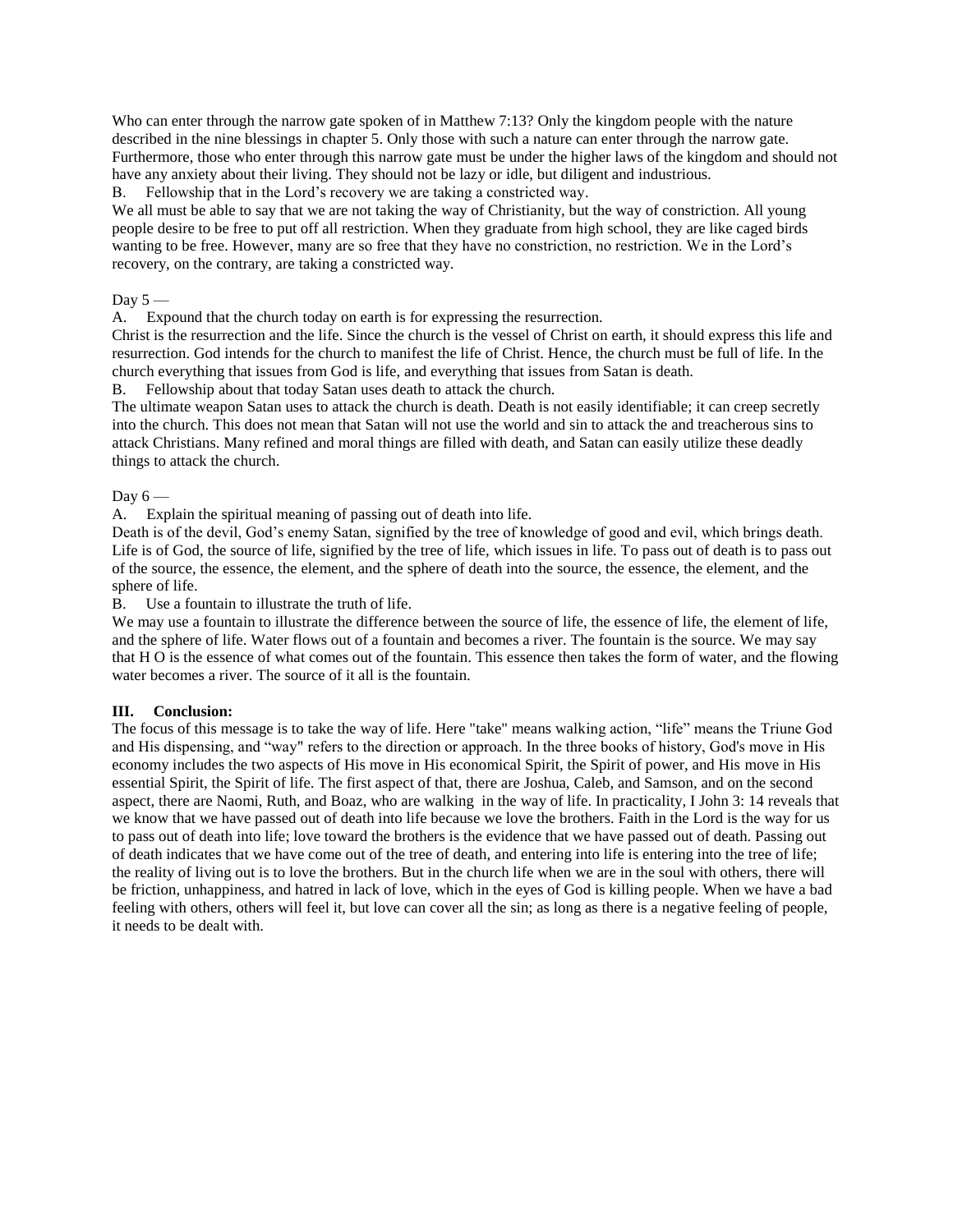Who can enter through the narrow gate spoken of in Matthew 7:13? Only the kingdom people with the nature described in the nine blessings in chapter 5. Only those with such a nature can enter through the narrow gate. Furthermore, those who enter through this narrow gate must be under the higher laws of the kingdom and should not have any anxiety about their living. They should not be lazy or idle, but diligent and industrious.

B. Fellowship that in the Lord's recovery we are taking a constricted way.

We all must be able to say that we are not taking the way of Christianity, but the way of constriction. All young people desire to be free to put off all restriction. When they graduate from high school, they are like caged birds wanting to be free. However, many are so free that they have no constriction, no restriction. We in the Lord's recovery, on the contrary, are taking a constricted way.

Day 5 —

A. Expound that the church today on earth is for expressing the resurrection.

Christ is the resurrection and the life. Since the church is the vessel of Christ on earth, it should express this life and resurrection. God intends for the church to manifest the life of Christ. Hence, the church must be full of life. In the church everything that issues from God is life, and everything that issues from Satan is death.

B. Fellowship about that today Satan uses death to attack the church.

The ultimate weapon Satan uses to attack the church is death. Death is not easily identifiable; it can creep secretly into the church. This does not mean that Satan will not use the world and sin to attack the and treacherous sins to attack Christians. Many refined and moral things are filled with death, and Satan can easily utilize these deadly things to attack the church.

Day 6 —

A. Explain the spiritual meaning of passing out of death into life.

Death is of the devil, God's enemy Satan, signified by the tree of knowledge of good and evil, which brings death. Life is of God, the source of life, signified by the tree of life, which issues in life. To pass out of death is to pass out of the source, the essence, the element, and the sphere of death into the source, the essence, the element, and the sphere of life.

B. Use a fountain to illustrate the truth of life.

We may use a fountain to illustrate the difference between the source of life, the essence of life, the element of life, and the sphere of life. Water flows out of a fountain and becomes a river. The fountain is the source. We may say that H O is the essence of what comes out of the fountain. This essence then takes the form of water, and the flowing water becomes a river. The source of it all is the fountain.

**III. Conclusion:**

The focus of this message is to take the way of life. Here "take" means walking action, "life" means the Triune God and His dispensing, and "way" refers to the direction or approach. In the three books of history, God's move in His economy includes the two aspects of His move in His economical Spirit, the Spirit of power, and His move in His essential Spirit, the Spirit of life. The first aspect of that, there are Joshua, Caleb, and Samson, and on the second aspect, there are Naomi, Ruth, and Boaz, who are walking in the way of life. In practicality, I John 3: 14 reveals that we know that we have passed out of death into life because we love the brothers. Faith in the Lord is the way for us to pass out of death into life; love toward the brothers is the evidence that we have passed out of death. Passing out of death indicates that we have come out of the tree of death, and entering into life is entering into the tree of life; the reality of living out is to love the brothers. But in the church life when we are in the soul with others, there will be friction, unhappiness, and hatred in lack of love, which in the eyes of God is killing people. When we have a bad feeling with others, others will feel it, but love can cover all the sin; as long as there is a negative feeling of people, it needs to be dealt with.